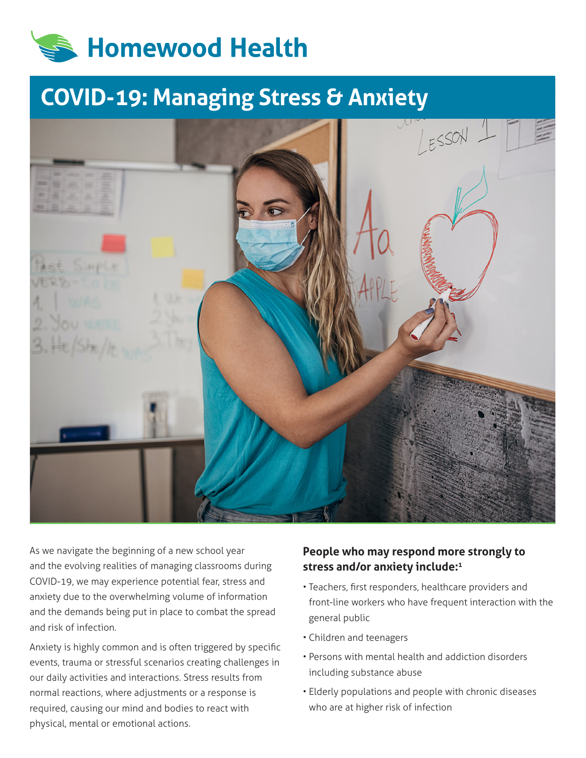# Homewood Health

## COVID-19: Managing Stress & Anxiety

As we navigate the beginning of a new school year and the evolving realities of managing classrooms during COVID-19, we may experience potential fear, stress and anxiety due to the overwhelming volume of information and the demands being put in place to combat the spread and risk of infection.

Anxiety is highly common and is often triggered by specific events, trauma or stressful scenarios creating challenges in our daily activities and interactions. Stress results from normal reactions, where adjustments or a response is required, causing our mind and bodies to react with physical, mental or emotional actions.

### People who may respond more strongly to stress and/or anxiety include:[1]

- Teachers, first responders, healthcare providers and front-line workers who have frequent interaction with the general public
- Children and teenagers
- Persons with mental health and addiction disorders including substance abuse
- Elderly populations and people with chronic diseases who are at higher risk of infection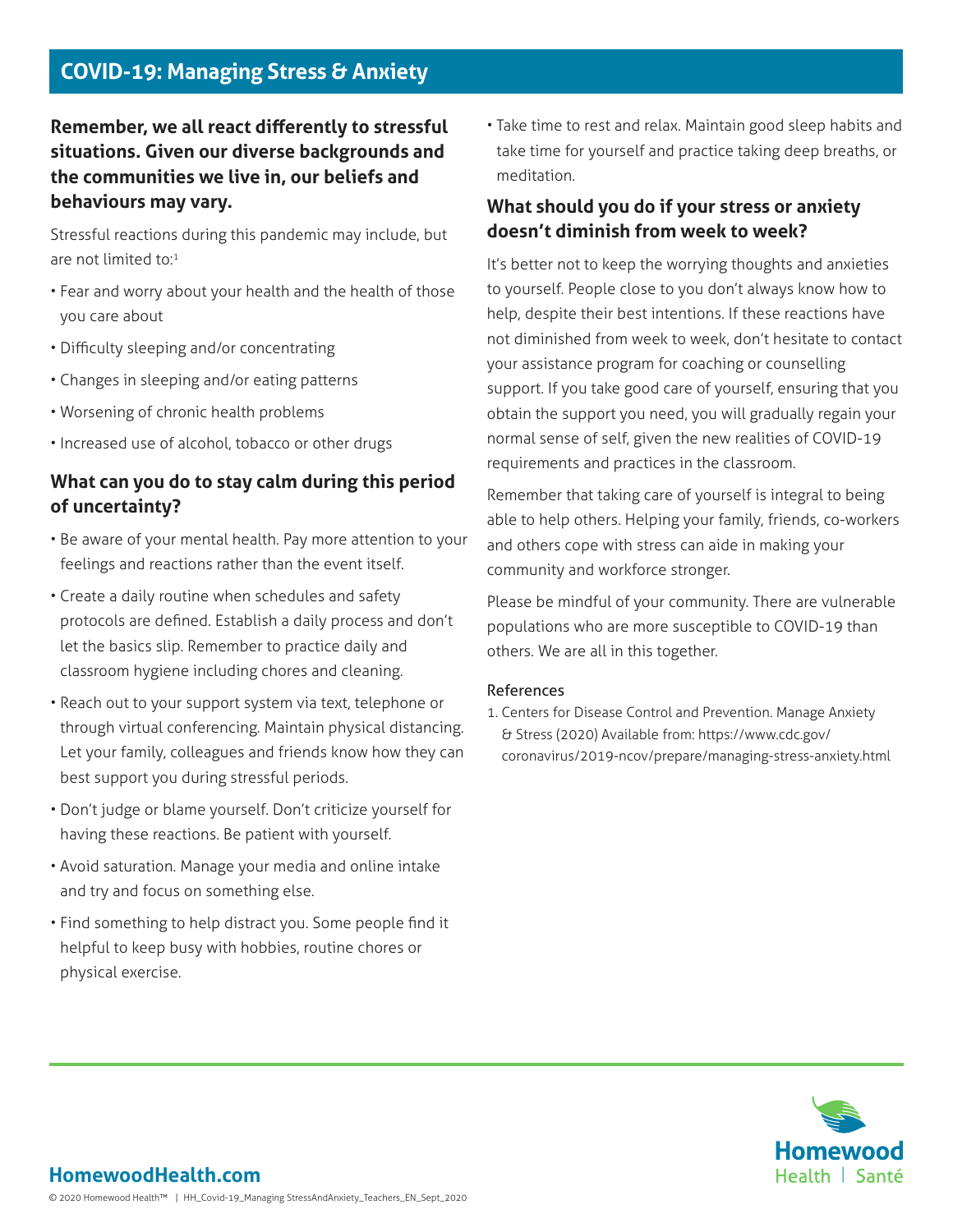# COVID-19: Managing Stress & Anxiety

**Remember, we all react differently to stressful situations. Given our diverse backgrounds and the communities we live in, our beliefs and behaviours may vary.**

Stressful reactions during this pandemic may include, but are not limited to:[1]

- Fear and worry about your health and the health of those you care about
- Difficulty sleeping and/or concentrating
- Changes in sleeping and/or eating patterns
- Worsening of chronic health problems
- Increased use of alcohol, tobacco or other drugs

## What can you do to stay calm during this period of uncertainty?

- Be aware of your mental health. Pay more attention to your feelings and reactions rather than the event itself.
- Create a daily routine when schedules and safety protocols are defined. Establish a daily process and don't let the basics slip. Remember to practice daily and classroom hygiene including chores and cleaning.
- Reach out to your support system via text, telephone or through virtual conferencing. Maintain physical distancing. Let your family, colleagues and friends know how they can best support you during stressful periods.
- Don't judge or blame yourself. Don't criticize yourself for having these reactions. Be patient with yourself.
- Avoid saturation. Manage your media and online intake and try and focus on something else.
- Find something to help distract you. Some people find it helpful to keep busy with hobbies, routine chores or physical exercise.
- Take time to rest and relax. Maintain good sleep habits and take time for yourself and practice taking deep breaths, or meditation.

## What should you do if your stress or anxiety doesn't diminish from week to week?

It's better not to keep the worrying thoughts and anxieties to yourself. People close to you don't always know how to help, despite their best intentions. If these reactions have not diminished from week to week, don't hesitate to contact your assistance program for coaching or counselling support. If you take good care of yourself, ensuring that you obtain the support you need, you will gradually regain your normal sense of self, given the new realities of COVID-19 requirements and practices in the classroom.

Remember that taking care of yourself is integral to being able to help others. Helping your family, friends, co-workers and others cope with stress can aide in making your community and workforce stronger.

Please be mindful of your community. There are vulnerable populations who are more susceptible to COVID-19 than others. We are all in this together.

### References

1. Centers for Disease Control and Prevention. Manage Anxiety & Stress (2020) Available from: https://www.cdc.gov/coronavirus/2019-ncov/prepare/managing-stress-anxiety.html

**HomewoodHealth.com**

Homewood Health | Santé

© 2020 Homewood Health™ | HH_Covid-19_Managing StressAndAnxiety_Teachers_EN_Sept_2020